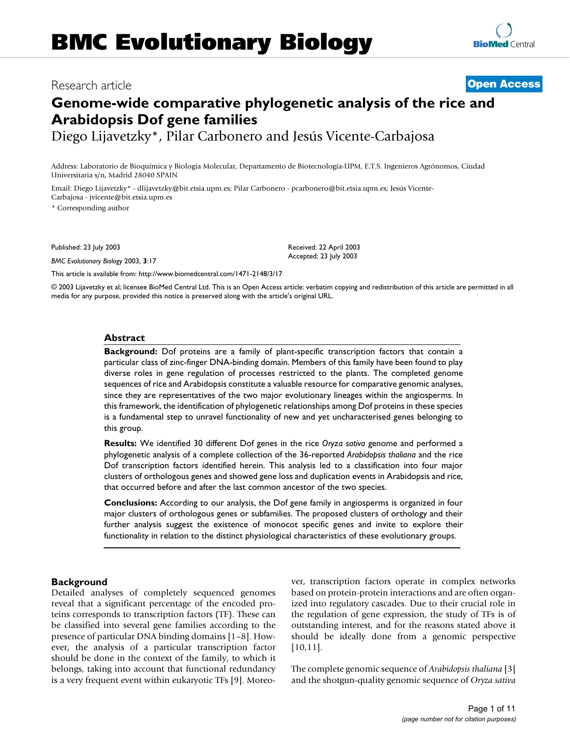# BMC Evolutionary Biology

Research article

**Open Access**

## Genome-wide comparative phylogenetic analysis of the rice and Arabidopsis Dof gene families

Diego Lijavetzky*, Pilar Carbonero and Jesús Vicente-Carbajosa

Address: Laboratorio de Bioquímica y Biología Molecular, Departamento de Biotecnología-UPM, E.T.S. Ingenieros Agrónomos, Ciudad Universitaria s/n, Madrid 28040 SPAIN

Email: Diego Lijavetzky* - dlijavetzky@bit.etsia.upm.es; Pilar Carbonero - pcarbonero@bit.etsia.upm.es; Jesús Vicente-Carbajosa - jvicente@bit.etsia.upm.es

* Corresponding author

Published: 23 July 2003

*BMC Evolutionary Biology* 2003, **3**:17

Received: 22 April 2003
Accepted: 23 July 2003

This article is available from: http://www.biomedcentral.com/1471-2148/3/17

© 2003 Lijavetzky et al; licensee BioMed Central Ltd. This is an Open Access article: verbatim copying and redistribution of this article are permitted in all media for any purpose, provided this notice is preserved along with the article's original URL.

### Abstract

**Background:** Dof proteins are a family of plant-specific transcription factors that contain a particular class of zinc-finger DNA-binding domain. Members of this family have been found to play diverse roles in gene regulation of processes restricted to the plants. The completed genome sequences of rice and Arabidopsis constitute a valuable resource for comparative genomic analyses, since they are representatives of the two major evolutionary lineages within the angiosperms. In this framework, the identification of phylogenetic relationships among Dof proteins in these species is a fundamental step to unravel functionality of new and yet uncharacterised genes belonging to this group.

**Results:** We identified 30 different Dof genes in the rice *Oryza sativa* genome and performed a phylogenetic analysis of a complete collection of the 36-reported *Arabidopsis thaliana* and the rice Dof transcription factors identified herein. This analysis led to a classification into four major clusters of orthologous genes and showed gene loss and duplication events in Arabidopsis and rice, that occurred before and after the last common ancestor of the two species.

**Conclusions:** According to our analysis, the Dof gene family in angiosperms is organized in four major clusters of orthologous genes or subfamilies. The proposed clusters of orthology and their further analysis suggest the existence of monocot specific genes and invite to explore their functionality in relation to the distinct physiological characteristics of these evolutionary groups.

### Background

Detailed analyses of completely sequenced genomes reveal that a significant percentage of the encoded proteins corresponds to transcription factors (TF). These can be classified into several gene families according to the presence of particular DNA binding domains [1–8]. However, the analysis of a particular transcription factor should be done in the context of the family, to which it belongs, taking into account that functional redundancy is a very frequent event within eukaryotic TFs [9]. Moreover, transcription factors operate in complex networks based on protein-protein interactions and are often organized into regulatory cascades. Due to their crucial role in the regulation of gene expression, the study of TFs is of outstanding interest, and for the reasons stated above it should be ideally done from a genomic perspective [10,11].

The complete genomic sequence of *Arabidopsis thaliana* [3] and the shotgun-quality genomic sequence of *Oryza sativa*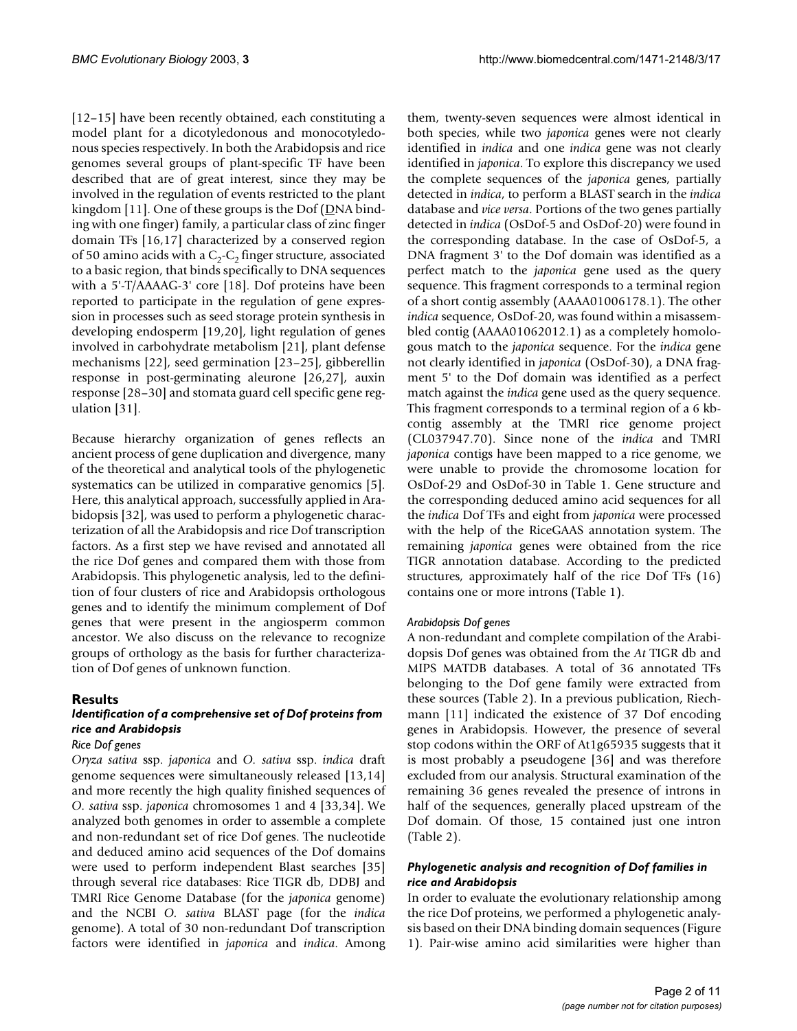[12–15] have been recently obtained, each constituting a model plant for a dicotyledonous and monocotyledonous species respectively. In both the Arabidopsis and rice genomes several groups of plant-specific TF have been described that are of great interest, since they may be involved in the regulation of events restricted to the plant kingdom [11]. One of these groups is the Dof (DNA binding with one finger) family, a particular class of zinc finger domain TFs [16,17] characterized by a conserved region of 50 amino acids with a $C_2$-$C_2$ finger structure, associated to a basic region, that binds specifically to DNA sequences with a 5'-T/AAAAG-3' core [18]. Dof proteins have been reported to participate in the regulation of gene expression in processes such as seed storage protein synthesis in developing endosperm [19,20], light regulation of genes involved in carbohydrate metabolism [21], plant defense mechanisms [22], seed germination [23–25], gibberellin response in post-germinating aleurone [26,27], auxin response [28–30] and stomata guard cell specific gene regulation [31].

Because hierarchy organization of genes reflects an ancient process of gene duplication and divergence, many of the theoretical and analytical tools of the phylogenetic systematics can be utilized in comparative genomics [5]. Here, this analytical approach, successfully applied in Arabidopsis [32], was used to perform a phylogenetic characterization of all the Arabidopsis and rice Dof transcription factors. As a first step we have revised and annotated all the rice Dof genes and compared them with those from Arabidopsis. This phylogenetic analysis, led to the definition of four clusters of rice and Arabidopsis orthologous genes and to identify the minimum complement of Dof genes that were present in the angiosperm common ancestor. We also discuss on the relevance to recognize groups of orthology as the basis for further characterization of Dof genes of unknown function.

## Results

### *Identification of a comprehensive set of Dof proteins from rice and Arabidopsis*

#### *Rice Dof genes*

*Oryza sativa* ssp. *japonica* and *O. sativa* ssp. *indica* draft genome sequences were simultaneously released [13,14] and more recently the high quality finished sequences of *O. sativa* ssp. *japonica* chromosomes 1 and 4 [33,34]. We analyzed both genomes in order to assemble a complete and non-redundant set of rice Dof genes. The nucleotide and deduced amino acid sequences of the Dof domains were used to perform independent Blast searches [35] through several rice databases: Rice TIGR db, DDBJ and TMRI Rice Genome Database (for the *japonica* genome) and the NCBI *O. sativa* BLAST page (for the *indica* genome). A total of 30 non-redundant Dof transcription factors were identified in *japonica* and *indica*. Among them, twenty-seven sequences were almost identical in both species, while two *japonica* genes were not clearly identified in *indica* and one *indica* gene was not clearly identified in *japonica*. To explore this discrepancy we used the complete sequences of the *japonica* genes, partially detected in *indica*, to perform a BLAST search in the *indica* database and *vice versa*. Portions of the two genes partially detected in *indica* (OsDof-5 and OsDof-20) were found in the corresponding database. In the case of OsDof-5, a DNA fragment 3' to the Dof domain was identified as a perfect match to the *japonica* gene used as the query sequence. This fragment corresponds to a terminal region of a short contig assembly (AAAA01006178.1). The other *indica* sequence, OsDof-20, was found within a misassembled contig (AAAA01062012.1) as a completely homologous match to the *japonica* sequence. For the *indica* gene not clearly identified in *japonica* (OsDof-30), a DNA fragment 5' to the Dof domain was identified as a perfect match against the *indica* gene used as the query sequence. This fragment corresponds to a terminal region of a 6 kb-contig assembly at the TMRI rice genome project (CL037947.70). Since none of the *indica* and TMRI *japonica* contigs have been mapped to a rice genome, we were unable to provide the chromosome location for OsDof-29 and OsDof-30 in Table 1. Gene structure and the corresponding deduced amino acid sequences for all the *indica* Dof TFs and eight from *japonica* were processed with the help of the RiceGAAS annotation system. The remaining *japonica* genes were obtained from the rice TIGR annotation database. According to the predicted structures, approximately half of the rice Dof TFs (16) contains one or more introns (Table 1).

#### *Arabidopsis Dof genes*

A non-redundant and complete compilation of the Arabidopsis Dof genes was obtained from the *At* TIGR db and MIPS MATDB databases. A total of 36 annotated TFs belonging to the Dof gene family were extracted from these sources (Table 2). In a previous publication, Riechmann [11] indicated the existence of 37 Dof encoding genes in Arabidopsis. However, the presence of several stop codons within the ORF of At1g65935 suggests that it is most probably a pseudogene [36] and was therefore excluded from our analysis. Structural examination of the remaining 36 genes revealed the presence of introns in half of the sequences, generally placed upstream of the Dof domain. Of those, 15 contained just one intron (Table 2).

### *Phylogenetic analysis and recognition of Dof families in rice and Arabidopsis*

In order to evaluate the evolutionary relationship among the rice Dof proteins, we performed a phylogenetic analysis based on their DNA binding domain sequences (Figure 1). Pair-wise amino acid similarities were higher than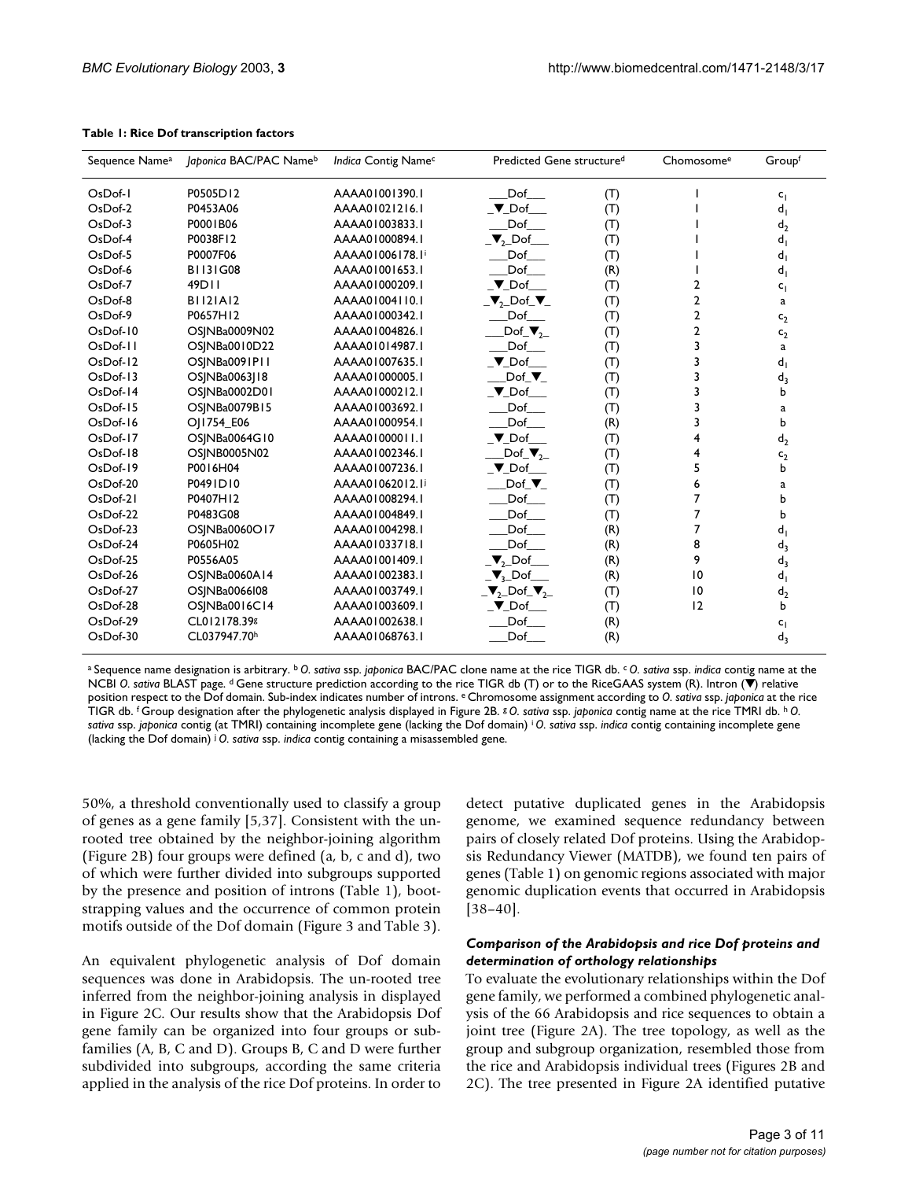**Table 1: Rice Dof transcription factors**

| Sequence Name[a] | *Japonica* BAC/PAC Name[b] | *Indica* Contig Name[c] | Predicted Gene structure[d] | | Chomosome[e] | Group[f] |
|---|---|---|---|---|---|---|
| OsDof-1 | P0505D12 | AAAA01001390.1 | \_\_\_Dof\_\_\_ | (T) | 1 | $c_1$ |
| OsDof-2 | P0453A06 | AAAA01021216.1 | \_▼\_Dof\_\_\_ | (T) | 1 | $d_1$ |
| OsDof-3 | P0001B06 | AAAA01003833.1 | \_\_\_Dof\_\_\_ | (T) | 1 | $d_2$ |
| OsDof-4 | P0038F12 | AAAA01000894.1 | \_$▼_2$\_Dof\_\_\_ | (T) | 1 | $d_1$ |
| OsDof-5 | P0007F06 | AAAA01006178.1[i] | \_\_\_Dof\_\_\_ | (T) | 1 | $d_1$ |
| OsDof-6 | B1131G08 | AAAA01001653.1 | \_\_\_Dof\_\_\_ | (R) | 1 | $d_1$ |
| OsDof-7 | 49D11 | AAAA01000209.1 | \_▼\_Dof\_\_\_ | (T) | 2 | $c_1$ |
| OsDof-8 | B1121A12 | AAAA01004110.1 | \_$▼_2$\_Dof\_▼\_ | (T) | 2 | a |
| OsDof-9 | P0657H12 | AAAA01000342.1 | \_\_\_Dof\_\_\_ | (T) | 2 | $c_2$ |
| OsDof-10 | OSJNBa0009N02 | AAAA01004826.1 | \_\_\_Dof\_$▼_2$\_ | (T) | 2 | $c_2$ |
| OsDof-11 | OSJNBa0010D22 | AAAA01014987.1 | \_\_\_Dof\_\_\_ | (T) | 3 | a |
| OsDof-12 | OSJNBa0091P11 | AAAA01007635.1 | \_▼\_Dof\_\_\_ | (T) | 3 | $d_1$ |
| OsDof-13 | OSJNBa0063J18 | AAAA01000005.1 | \_\_\_Dof\_▼\_ | (T) | 3 | $d_3$ |
| OsDof-14 | OSJNBa0002D01 | AAAA01000212.1 | \_▼\_Dof\_\_\_ | (T) | 3 | b |
| OsDof-15 | OSJNBa0079B15 | AAAA01003692.1 | \_\_\_Dof\_\_\_ | (T) | 3 | a |
| OsDof-16 | OJ1754_E06 | AAAA01000954.1 | \_\_\_Dof\_\_\_ | (R) | 3 | b |
| OsDof-17 | OSJNBa0064G10 | AAAA01000011.1 | \_▼\_Dof\_\_\_ | (T) | 4 | $d_2$ |
| OsDof-18 | OSJNB0005N02 | AAAA01002346.1 | \_\_\_Dof\_$▼_2$\_ | (T) | 4 | $c_2$ |
| OsDof-19 | P0016H04 | AAAA01007236.1 | \_▼\_Dof\_\_\_ | (T) | 5 | b |
| OsDof-20 | P0491D10 | AAAA01062012.1[j] | \_\_\_Dof\_▼\_ | (T) | 6 | a |
| OsDof-21 | P0407H12 | AAAA01008294.1 | \_\_\_Dof\_\_\_ | (T) | 7 | b |
| OsDof-22 | P0483G08 | AAAA01004849.1 | \_\_\_Dof\_\_\_ | (T) | 7 | b |
| OsDof-23 | OSJNBa0060O17 | AAAA01004298.1 | \_\_\_Dof\_\_\_ | (R) | 7 | $d_1$ |
| OsDof-24 | P0605H02 | AAAA01033718.1 | \_\_\_Dof\_\_\_ | (R) | 8 | $d_3$ |
| OsDof-25 | P0556A05 | AAAA01001409.1 | \_$▼_2$\_Dof\_\_\_ | (R) | 9 | $d_3$ |
| OsDof-26 | OSJNBa0060A14 | AAAA01002383.1 | \_$▼_3$\_Dof\_\_\_ | (R) | 10 | $d_1$ |
| OsDof-27 | OSJNBa0066I08 | AAAA01003749.1 | \_$▼_2$\_Dof\_$▼_2$\_ | (T) | 10 | $d_2$ |
| OsDof-28 | OSJNBa0016C14 | AAAA01003609.1 | \_▼\_Dof\_\_\_ | (T) | 12 | b |
| OsDof-29 | CL012178.39[g] | AAAA01002638.1 | \_\_\_Dof\_\_\_ | (R) | | $c_1$ |
| OsDof-30 | CL037947.70[h] | AAAA01068763.1 | \_\_\_Dof\_\_\_ | (R) | | $d_3$ |

[a] Sequence name designation is arbitrary. [b] *O. sativa* ssp. *japonica* BAC/PAC clone name at the rice TIGR db. [c] *O. sativa* ssp. *indica* contig name at the NCBI *O. sativa* BLAST page. [d] Gene structure prediction according to the rice TIGR db (T) or to the RiceGAAS system (R). Intron (▼) relative position respect to the Dof domain. Sub-index indicates number of introns. [e] Chromosome assignment according to *O. sativa* ssp. *japonica* at the rice TIGR db. [f] Group designation after the phylogenetic analysis displayed in Figure 2B. [g] *O. sativa* ssp. *japonica* contig name at the rice TMRI db. [h] *O. sativa* ssp. *japonica* contig (at TMRI) containing incomplete gene (lacking the Dof domain) [i] *O. sativa* ssp. *indica* contig containing incomplete gene (lacking the Dof domain) [j] *O. sativa* ssp. *indica* contig containing a misassembled gene.

50%, a threshold conventionally used to classify a group of genes as a gene family [5,37]. Consistent with the unrooted tree obtained by the neighbor-joining algorithm (Figure 2B) four groups were defined (a, b, c and d), two of which were further divided into subgroups supported by the presence and position of introns (Table 1), bootstrapping values and the occurrence of common protein motifs outside of the Dof domain (Figure 3 and Table 3).

An equivalent phylogenetic analysis of Dof domain sequences was done in Arabidopsis. The un-rooted tree inferred from the neighbor-joining analysis in displayed in Figure 2C. Our results show that the Arabidopsis Dof gene family can be organized into four groups or subfamilies (A, B, C and D). Groups B, C and D were further subdivided into subgroups, according the same criteria applied in the analysis of the rice Dof proteins. In order to detect putative duplicated genes in the Arabidopsis genome, we examined sequence redundancy between pairs of closely related Dof proteins. Using the Arabidopsis Redundancy Viewer (MATDB), we found ten pairs of genes (Table 1) on genomic regions associated with major genomic duplication events that occurred in Arabidopsis [38–40].

### *Comparison of the Arabidopsis and rice Dof proteins and determination of orthology relationships*

To evaluate the evolutionary relationships within the Dof gene family, we performed a combined phylogenetic analysis of the 66 Arabidopsis and rice sequences to obtain a joint tree (Figure 2A). The tree topology, as well as the group and subgroup organization, resembled those from the rice and Arabidopsis individual trees (Figures 2B and 2C). The tree presented in Figure 2A identified putative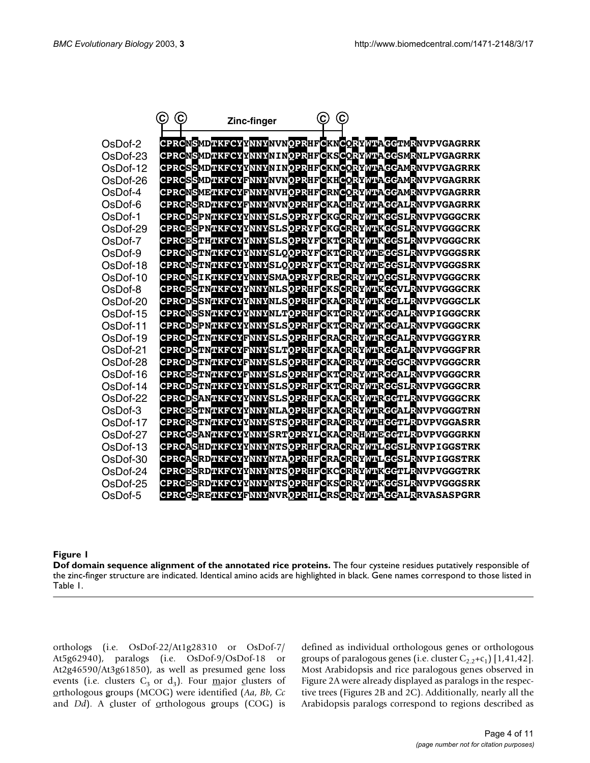```
 C  C          Zinc-finger          C  C

OsDof-2    CPRCNSMDTKFCYYNNYNVNQPRHFCKNCQRYWTAGGTMRNVPVGAGRRK
OsDof-23   CPRCNSMDTKFCYYNNYNINQPRHFCKSCQRYWTAGGSMRNLPVGAGRRK
OsDof-12   CPRCSSMDTKFCYYNNYNINQPRHFCKNCQRYWTAGGAMRNVPVGAGRRK
OsDof-26   CPRCSSMDTKFCYFNNYNVNQPRHFCKHCQRYWTAGGAMRNVPVGAGRRK
OsDof-4    CPRCNSMETKFCYFNNYNVHQPRHFCRNCQRYWTAGGAMRNVPVGAGRRR
OsDof-6    CPRCRSRDTKFCYFNNYNVNQPRHFCKACHRYWTAGGALRNVPVGAGRRK
OsDof-1    CPRCDSPNTKFCYYNNYSLSQPRYFCKGCRRYWTKGGSLRNVPVGGGCRK
OsDof-29   CPRCESPNTKFCYYNNYSLSQPRYFCKGCRRYWTKGGSLRNVPVGGGCRK
OsDof-7    CPRCESTHTKFCYYNNYSLSQPRYFCKTCRRYWTKGGSLRNVPVGGGCRK
OsDof-9    CPRCNSTNTKFCYYNNYSLQQPRYFCKTCRRYWTEGGSLRNVPVGGGSRK
OsDof-18   CPRCNSTNTKFCYYNNYSLQQPRYFCKTCRRYWTEGGSLRNVPVGGGSRK
OsDof-10   CPRCNSIKTKFCYYNNYSMAQPRYFCRECRRYWTQGGSLRNVPVGGGCRK
OsDof-8    CPRCESTNTKFCYYNNYNLSQPRHFCKSCRRYWTKGGVLRNVPVGGGCRK
OsDof-20   CPRCDSSNTKFCYYNNYNLSQPRHFCKACRRYWTKGGLLRNVPVGGGCLK
OsDof-15   CPRCNSSNTKFCYYNNYNLTQPRHFCKTCRRYWTKGGALRNVPIGGGCRK
OsDof-11   CPRCDSPNTKFCYYNNYSLSQPRHFCKTCRRYWTKGGALRNVPVGGGCRK
OsDof-19   CPRCDSTNTKFCYFNNYSLSQPRHFCRACRRYWTRGGALRNVPVGGGYRR
OsDof-21   CPRCDSTNTKFCYFNNYSLTQPRHFCKACRRYWTRGGALRNVPVGGGFRR
OsDof-28   CPRCDSTNTKFCYFNNYSLSQPRHFCKACRRYWTRGGGCRNVPVGGGCRR
OsDof-16   CPRCESTNTKFCYFNNYSLSQPRHFCKTCRRYWTRGGALRNVPVGGGCRR
OsDof-14   CPRCDSTNTKFCYYNNYSLSQPRHFCKTCRRYWTRGGSLRNVPVGGGCRR
OsDof-22   CPRCDSANTKFCYYNNYSLSQPRHFCKACKRYWTRGGTLRNVPVGGGCRK
OsDof-3    CPRCESTNTKFCYYNNYNLAQPRHFCKACRRYWTRGGALRNVPVGGGTRN
OsDof-17   CPRCRSTNTKFCYYNNYSTSQPRHFCRACRRYWTHGGTLRDVPVGGASRR
OsDof-27   CPRCGSANTKFCYYNNYSRTQPRYLCKACRRHWTEGGTLRDVPVGGGRKN
OsDof-13   CPRCASHDTKFCYYNNYNTSQPRHFCRACRRYWTLGGSLRNVPIGGSTRK
OsDof-30   CPRCASRDTKFCYYNNYNTAQPRHFCRACRRYWTLGGSLRNVPIGGSTRK
OsDof-24   CPRCESRDTKFCYYNNYNTSQPRHFCKCCRRYWTKGGTLRNVPVGGGTRK
OsDof-25   CPRCESRDTKFCYYNNYNTSQPRHFCKSCRRYWTKGGSLRNVPVGGGSRK
OsDof-5    CPRCGSRETKFCYFNNYNVRQPRHLCRSCRRYWTAGGALRRVASASPGRR
```

**Figure 1**

**Dof domain sequence alignment of the annotated rice proteins.** The four cysteine residues putatively responsible of the zinc-finger structure are indicated. Identical amino acids are highlighted in black. Gene names correspond to those listed in Table 1.

orthologs (i.e. OsDof-22/At1g28310 or OsDof-7/At5g62940), paralogs (i.e. OsDof-9/OsDof-18 or At2g46590/At3g61850), as well as presumed gene loss events (i.e. clusters $C_3$ or $d_3$). Four major clusters of orthologous groups (MCOG) were identified (*Aa*, *Bb*, *Cc* and *Dd*). A cluster of orthologous groups (COG) is defined as individual orthologous genes or orthologous groups of paralogous genes (i.e. cluster $C_{2.2}+c_1$) [1,41,42]. Most Arabidopsis and rice paralogous genes observed in Figure 2A were already displayed as paralogs in the respective trees (Figures 2B and 2C). Additionally, nearly all the Arabidopsis paralogs correspond to regions described as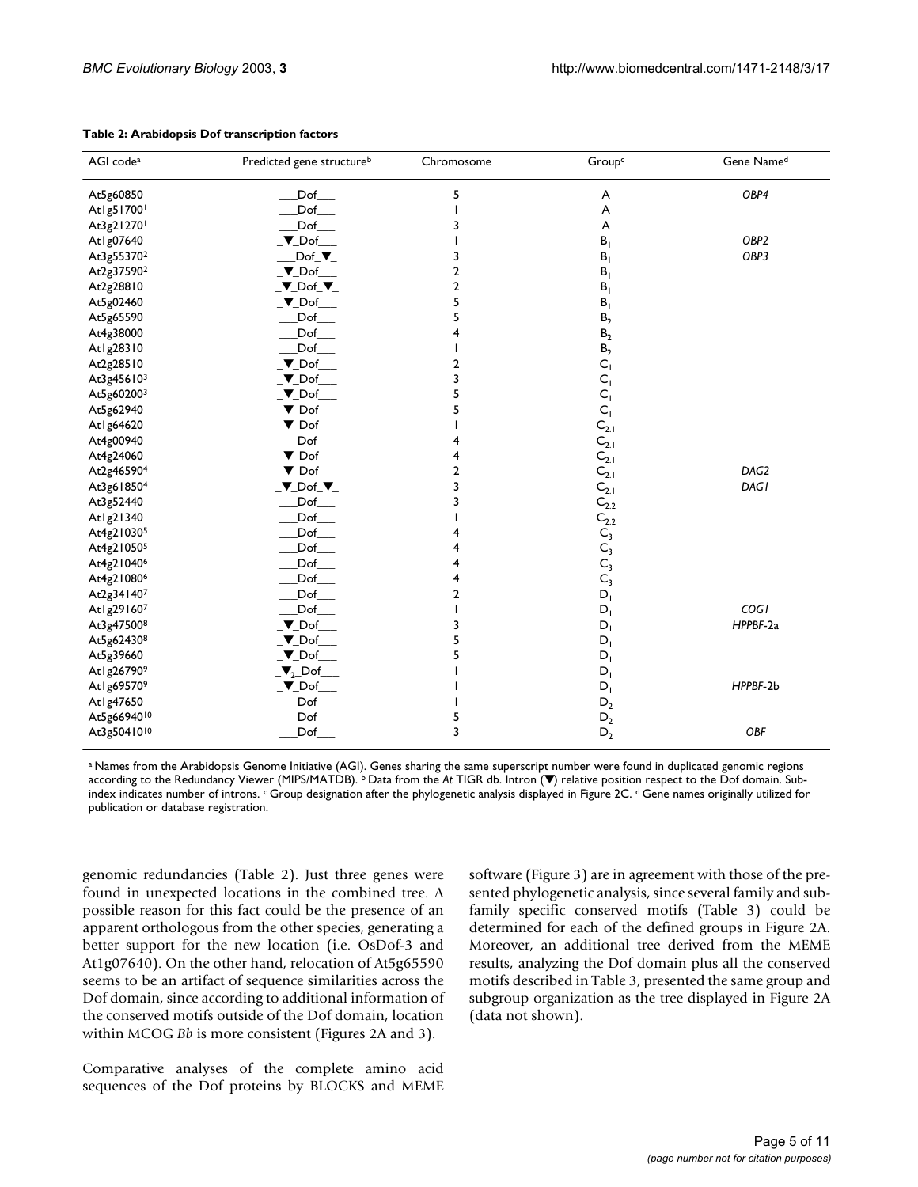**Table 2: Arabidopsis Dof transcription factors**

| AGI code[a] | Predicted gene structure[b] | Chromosome | Group[c] | Gene Name[d] |
| --- | --- | --- | --- | --- |
| At5g60850 | ___Dof___ | 5 | A | *OBP4* |
| At1g51700[1] | ___Dof___ | 1 | A | |
| At3g21270[1] | ___Dof___ | 3 | A | |
| At1g07640 | _▼_Dof___ | 1 | $B_1$ | *OBP2* |
| At3g55370[2] | ___Dof_▼_ | 3 | $B_1$ | *OBP3* |
| At2g37590[2] | _▼_Dof___ | 2 | $B_1$ | |
| At2g28810 | _▼_Dof_▼_ | 2 | $B_1$ | |
| At5g02460 | _▼_Dof___ | 5 | $B_1$ | |
| At5g65590 | ___Dof___ | 5 | $B_2$ | |
| At4g38000 | ___Dof___ | 4 | $B_2$ | |
| At1g28310 | ___Dof___ | 1 | $B_2$ | |
| At2g28510 | _▼_Dof___ | 2 | $C_1$ | |
| At3g45610[3] | _▼_Dof___ | 3 | $C_1$ | |
| At5g60200[3] | _▼_Dof___ | 5 | $C_1$ | |
| At5g62940 | _▼_Dof___ | 5 | $C_1$ | |
| At1g64620 | _▼_Dof___ | 1 | $C_{2.1}$ | |
| At4g00940 | ___Dof___ | 4 | $C_{2.1}$ | |
| At4g24060 | _▼_Dof___ | 4 | $C_{2.1}$ | |
| At2g46590[4] | _▼_Dof___ | 2 | $C_{2.1}$ | *DAG2* |
| At3g61850[4] | _▼_Dof_▼_ | 3 | $C_{2.1}$ | *DAG1* |
| At3g52440 | ___Dof___ | 3 | $C_{2.2}$ | |
| At1g21340 | ___Dof___ | 1 | $C_{2.2}$ | |
| At4g21030[5] | ___Dof___ | 4 | $C_3$ | |
| At4g21050[5] | ___Dof___ | 4 | $C_3$ | |
| At4g21040[6] | ___Dof___ | 4 | $C_3$ | |
| At4g21080[6] | ___Dof___ | 4 | $C_3$ | |
| At2g34140[7] | ___Dof___ | 2 | $D_1$ | |
| At1g29160[7] | ___Dof___ | 1 | $D_1$ | *COG1* |
| At3g47500[8] | _▼_Dof___ | 3 | $D_1$ | *HPPBF*-2a |
| At5g62430[8] | _▼_Dof___ | 5 | $D_1$ | |
| At5g39660 | _▼_Dof___ | 5 | $D_1$ | |
| At1g26790[9] | _$▼_2$_Dof___ | 1 | $D_1$ | |
| At1g69570[9] | _▼_Dof___ | 1 | $D_1$ | *HPPBF*-2b |
| At1g47650 | ___Dof___ | 1 | $D_2$ | |
| At5g66940[10] | ___Dof___ | 5 | $D_2$ | |
| At3g50410[10] | ___Dof___ | 3 | $D_2$ | *OBF* |

[a] Names from the Arabidopsis Genome Initiative (AGI). Genes sharing the same superscript number were found in duplicated genomic regions according to the Redundancy Viewer (MIPS/MATDB). [b] Data from the *At* TIGR db. Intron (▼) relative position respect to the Dof domain. Sub-index indicates number of introns. [c] Group designation after the phylogenetic analysis displayed in Figure 2C. [d] Gene names originally utilized for publication or database registration.

genomic redundancies (Table 2). Just three genes were found in unexpected locations in the combined tree. A possible reason for this fact could be the presence of an apparent orthologous from the other species, generating a better support for the new location (i.e. OsDof-3 and At1g07640). On the other hand, relocation of At5g65590 seems to be an artifact of sequence similarities across the Dof domain, since according to additional information of the conserved motifs outside of the Dof domain, location within MCOG *Bb* is more consistent (Figures 2A and 3).

Comparative analyses of the complete amino acid sequences of the Dof proteins by BLOCKS and MEME software (Figure 3) are in agreement with those of the presented phylogenetic analysis, since several family and subfamily specific conserved motifs (Table 3) could be determined for each of the defined groups in Figure 2A. Moreover, an additional tree derived from the MEME results, analyzing the Dof domain plus all the conserved motifs described in Table 3, presented the same group and subgroup organization as the tree displayed in Figure 2A (data not shown).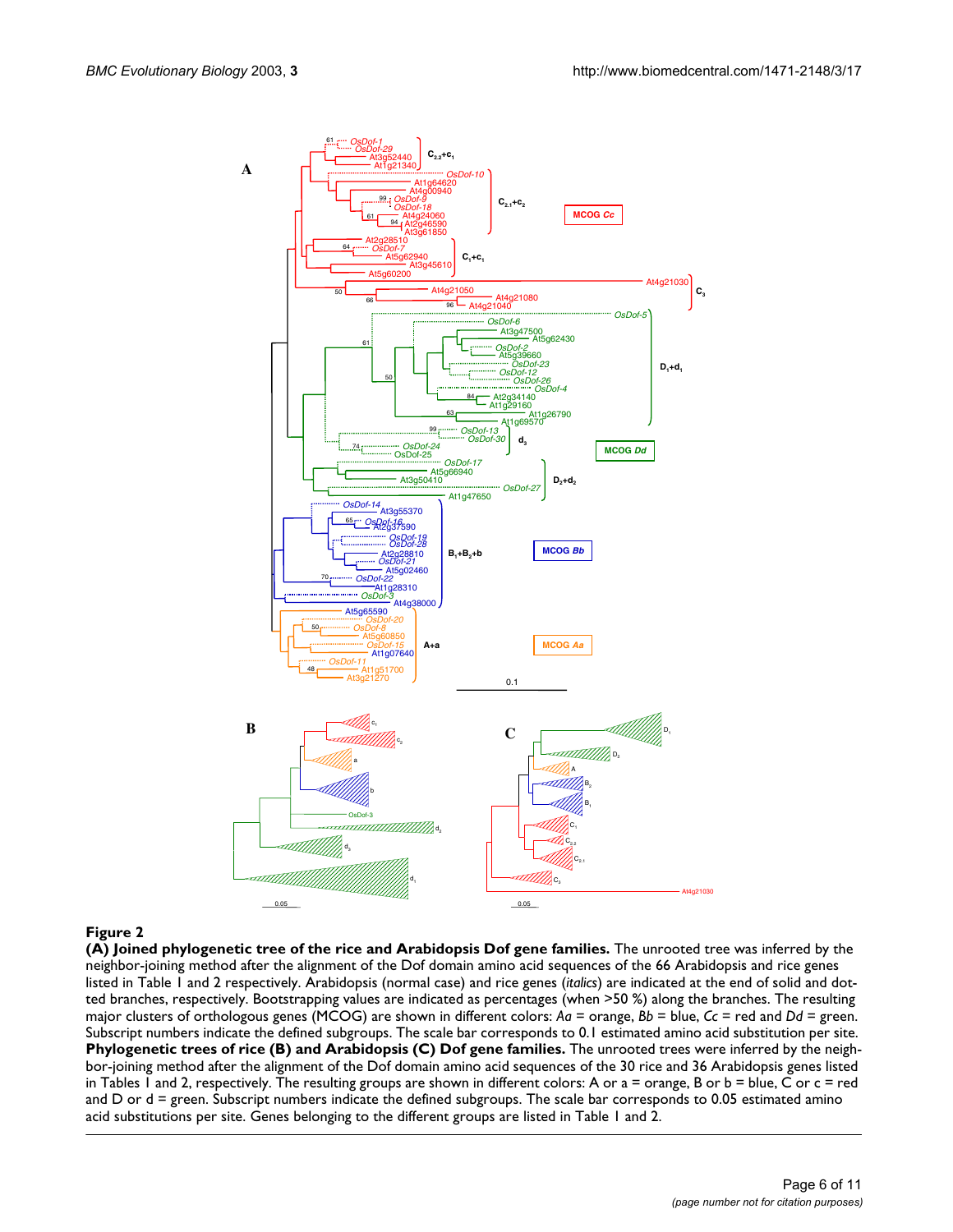A

$C_{2.2}+c_1$

$C_{2.1}+c_2$

$C_1+c_1$

$C_3$

MCOG *Cc*

$D_1+d_1$

$d_3$

MCOG *Dd*

$D_2+d_2$

$B_1+B_2+b$

MCOG *Bb*

A+a

MCOG *Aa*

0.1

B

C

0.05

0.05

**Figure 2**

**(A) Joined phylogenetic tree of the rice and Arabidopsis Dof gene families.** The unrooted tree was inferred by the neighbor-joining method after the alignment of the Dof domain amino acid sequences of the 66 Arabidopsis and rice genes listed in Table 1 and 2 respectively. Arabidopsis (normal case) and rice genes (*italics*) are indicated at the end of solid and dotted branches, respectively. Bootstrapping values are indicated as percentages (when >50 %) along the branches. The resulting major clusters of orthologous genes (MCOG) are shown in different colors: *Aa* = orange, *Bb* = blue, *Cc* = red and *Dd* = green. Subscript numbers indicate the defined subgroups. The scale bar corresponds to 0.1 estimated amino acid substitution per site. **Phylogenetic trees of rice (B) and Arabidopsis (C) Dof gene families.** The unrooted trees were inferred by the neighbor-joining method after the alignment of the Dof domain amino acid sequences of the 30 rice and 36 Arabidopsis genes listed in Tables 1 and 2, respectively. The resulting groups are shown in different colors: A or a = orange, B or b = blue, C or c = red and D or d = green. Subscript numbers indicate the defined subgroups. The scale bar corresponds to 0.05 estimated amino acid substitutions per site. Genes belonging to the different groups are listed in Table 1 and 2.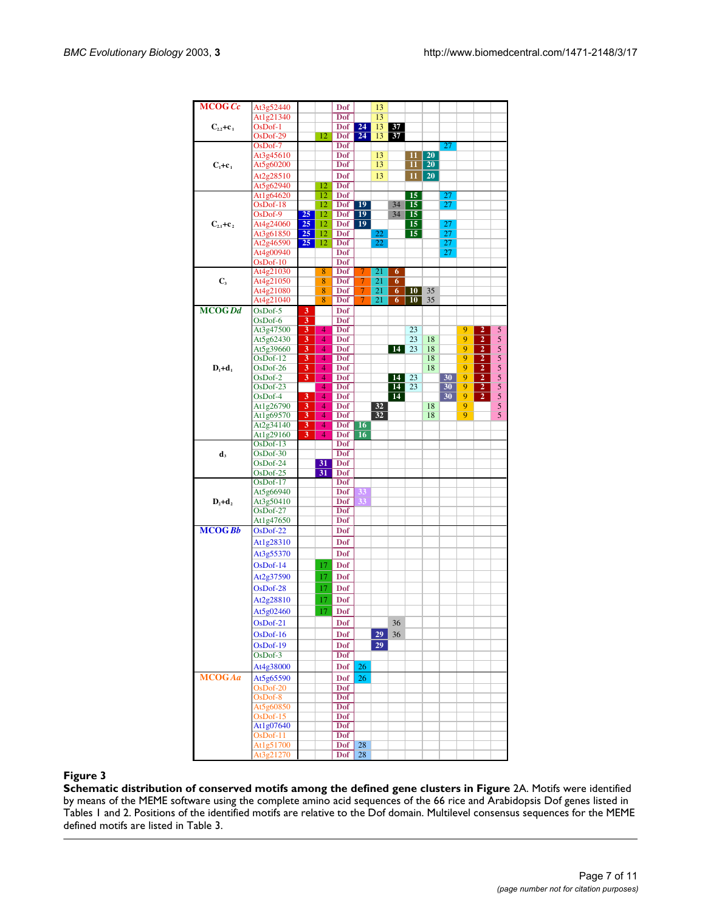| | | | | | | | | | | | | | | |
|---|---|---|---|---|---|---|---|---|---|---|---|---|---|---|
| **MCOG *Cc*** | At3g52440 | | | Dof | | 13 | | | | | | | | |
| $C_{2,2}+c_1$ | At1g21340 | | | Dof | | 13 | | | | | | | | |
| | OsDof-1 | | | Dof | 24 | 13 | 37 | | | | | | | |
| | OsDof-29 | | 12 | Dof | 24 | 13 | 37 | | | | | | | |
| $C_1+c_1$ | OsDof-7 | | | Dof | | | | | | 27 | | | | |
| | At3g45610 | | | Dof | | 13 | | 11 | 20 | | | | | |
| | At5g60200 | | | Dof | | 13 | | 11 | 20 | | | | | |
| | At2g28510 | | | Dof | | 13 | | 11 | 20 | | | | | |
| | At5g62940 | | 12 | Dof | | | | | | | | | | |
| $C_{2,1}+c_2$ | At1g64620 | | 12 | Dof | | | | 15 | | 27 | | | | |
| | OsDof-18 | | 12 | Dof | 19 | | 34 | 15 | | 27 | | | | |
| | OsDof-9 | 25 | 12 | Dof | 19 | | 34 | 15 | | | | | | |
| | At4g24060 | 25 | 12 | Dof | 19 | | | 15 | | 27 | | | | |
| | At3g61850 | 25 | 12 | Dof | | 22 | | 15 | | 27 | | | | |
| | At2g46590 | 25 | 12 | Dof | | 22 | | | | 27 | | | | |
| | At4g00940 | | | Dof | | | | | | 27 | | | | |
| | OsDof-10 | | | Dof | | | | | | | | | | |
| $C_3$ | At4g21030 | | 8 | Dof | 7 | 21 | 6 | | | | | | | |
| | At4g21050 | | 8 | Dof | 7 | 21 | 6 | | | | | | | |
| | At4g21080 | | 8 | Dof | 7 | 21 | 6 | 10 | 35 | | | | | |
| | At4g21040 | | 8 | Dof | 7 | 21 | 6 | 10 | 35 | | | | | |
| **MCOG *Dd*** | OsDof-5 | 3 | | Dof | | | | | | | | | | |
| $D_1+d_1$ | OsDof-6 | 3 | | Dof | | | | | | | | | | |
| | At3g47500 | 3 | 4 | Dof | | | | 23 | | | 9 | 2 | 5 | |
| | At5g62430 | 3 | 4 | Dof | | | | 23 | 18 | | 9 | 2 | 5 | |
| | At5g39660 | 3 | 4 | Dof | | | 14 | 23 | 18 | | 9 | 2 | 5 | |
| | OsDof-12 | 3 | 4 | Dof | | | | | 18 | | 9 | 2 | 5 | |
| | OsDof-26 | 3 | 4 | Dof | | | | | 18 | | 9 | 2 | 5 | |
| | OsDof-2 | 3 | 4 | Dof | | | 14 | 23 | | 30 | 9 | 2 | 5 | |
| | OsDof-23 | | 4 | Dof | | | 14 | 23 | | 30 | 9 | 2 | 5 | |
| | OsDof-4 | 3 | 4 | Dof | | | 14 | | | 30 | 9 | 2 | 5 | |
| | At1g26790 | 3 | 4 | Dof | | 32 | | | 18 | | 9 | | 5 | |
| | At1g69570 | 3 | 4 | Dof | | 32 | | | 18 | | 9 | | 5 | |
| | At2g34140 | 3 | 4 | Dof | 16 | | | | | | | | | |
| | At1g29160 | 3 | 4 | Dof | 16 | | | | | | | | | |
| $d_3$ | OsDof-13 | | | Dof | | | | | | | | | | |
| | OsDof-30 | | | Dof | | | | | | | | | | |
| | OsDof-24 | | 31 | Dof | | | | | | | | | | |
| | OsDof-25 | | 31 | Dof | | | | | | | | | | |
| $D_2+d_2$ | OsDof-17 | | | Dof | | | | | | | | | | |
| | At5g66940 | | | Dof | 33 | | | | | | | | | |
| | At3g50410 | | | Dof | 33 | | | | | | | | | |
| | OsDof-27 | | | Dof | | | | | | | | | | |
| | At1g47650 | | | Dof | | | | | | | | | | |
| **MCOG *Bb*** | OsDof-22 | | | Dof | | | | | | | | | | |
| | At1g28310 | | | Dof | | | | | | | | | | |
| | At3g55370 | | | Dof | | | | | | | | | | |
| | OsDof-14 | | 17 | Dof | | | | | | | | | | |
| | At2g37590 | | 17 | Dof | | | | | | | | | | |
| | OsDof-28 | | 17 | Dof | | | | | | | | | | |
| | At2g28810 | | 17 | Dof | | | | | | | | | | |
| | At5g02460 | | 17 | Dof | | | | | | | | | | |
| | OsDof-21 | | | Dof | | | 36 | | | | | | | |
| | OsDof-16 | | | Dof | | 29 | 36 | | | | | | | |
| | OsDof-19 | | | Dof | | 29 | | | | | | | | |
| | OsDof-3 | | | Dof | | | | | | | | | | |
| | At4g38000 | | | Dof | 26 | | | | | | | | | |
| **MCOG *Aa*** | At5g65590 | | | Dof | 26 | | | | | | | | | |
| | OsDof-20 | | | Dof | | | | | | | | | | |
| | OsDof-8 | | | Dof | | | | | | | | | | |
| | At5g60850 | | | Dof | | | | | | | | | | |
| | OsDof-15 | | | Dof | | | | | | | | | | |
| | At1g07640 | | | Dof | | | | | | | | | | |
| | OsDof-11 | | | Dof | | | | | | | | | | |
| | At1g51700 | | | Dof | 28 | | | | | | | | | |
| | At3g21270 | | | Dof | 28 | | | | | | | | | |

**Figure 3**

**Schematic distribution of conserved motifs among the defined gene clusters in Figure** 2A. Motifs were identified by means of the MEME software using the complete amino acid sequences of the 66 rice and Arabidopsis Dof genes listed in Tables 1 and 2. Positions of the identified motifs are relative to the Dof domain. Multilevel consensus sequences for the MEME defined motifs are listed in Table 3.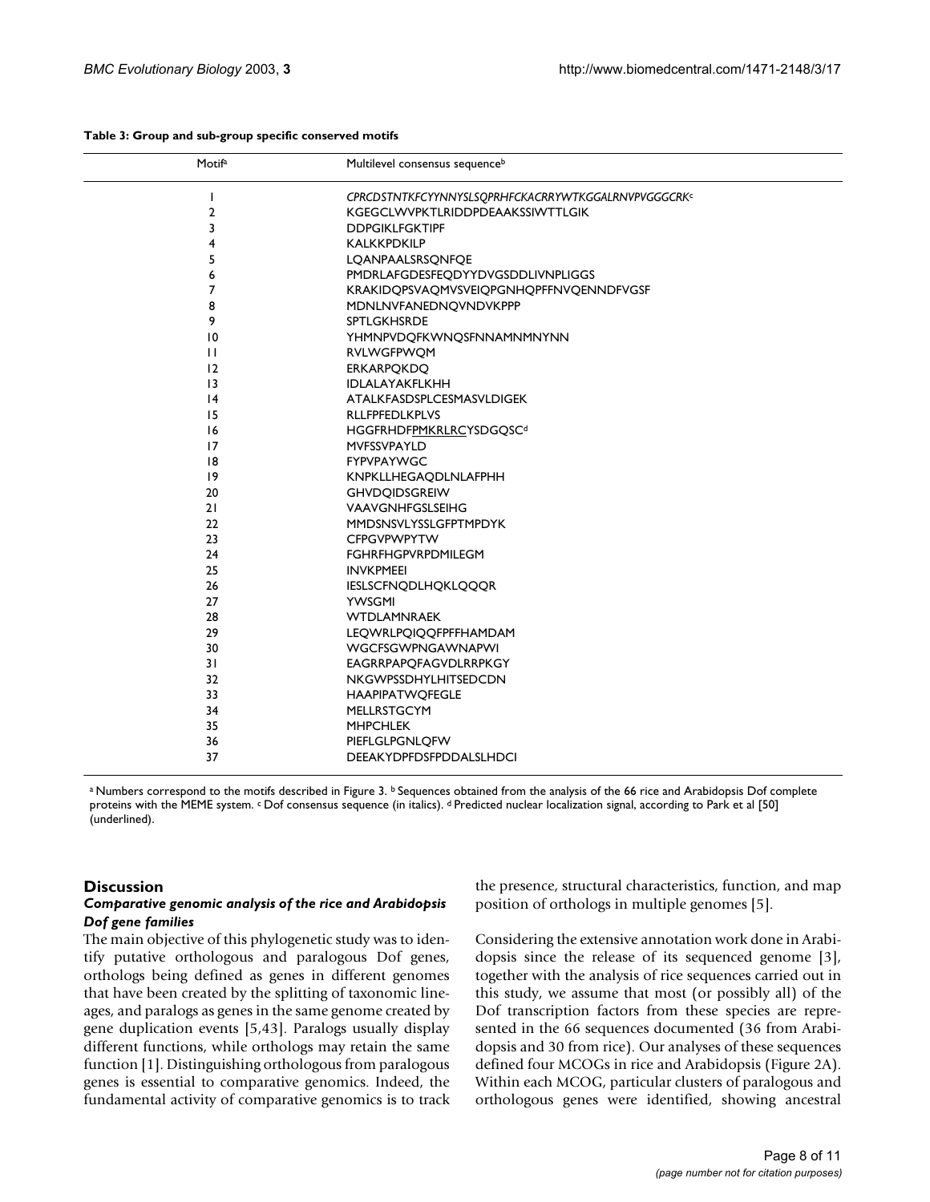**Table 3: Group and sub-group specific conserved motifs**

| Motif[a] | Multilevel consensus sequence[b] |
| --- | --- |
| 1 | *CPRCDSTNTKFCYYNNYSLSQPRHFCKACRRYWTKGGALRNVPVGGGCRK*[c] |
| 2 | KGEGCLWVPKTLRIDDPDEAAKSSIWTTLGIK |
| 3 | DDPGIKLFGKTIPF |
| 4 | KALKKPDKILP |
| 5 | LQANPAALSRSQNFQE |
| 6 | PMDRLAFGDESFEQDYYDVGSDDLIVNPLIGGS |
| 7 | KRAKIDQPSVAQMVSVEIQPGNHQPFFNVQENNDFVGSF |
| 8 | MDNLNVFANEDNQVNDVKPPP |
| 9 | SPTLGKHSRDE |
| 10 | YHMNPVDQFKWNQSFNNAMNMNYNN |
| 11 | RVLWGFPWQM |
| 12 | ERKARPQKDQ |
| 13 | IDLALAYAKFLKHH |
| 14 | ATALKFASDSPLCESMASVLDIGEK |
| 15 | RLLFPFEDLKPLVS |
| 16 | HGGFRHDF<u>PMKRLRC</u>YSDGQSC[d] |
| 17 | MVFSSVPAYLD |
| 18 | FYPVPAYWGC |
| 19 | KNPKLLHEGAQDLNLAFPHH |
| 20 | GHVDQIDSGREIW |
| 21 | VAAVGNHFGSLSEIHG |
| 22 | MMDSNSVLYSSLGFPTMPDYK |
| 23 | CFPGVPWPYTW |
| 24 | FGHRFHGPVRPDMILEGM |
| 25 | INVKPMEEI |
| 26 | IESLSCFNQDLHQKLQQQR |
| 27 | YWSGMI |
| 28 | WTDLAMNRAEK |
| 29 | LEQWRLPQIQQFPFFHAMDAM |
| 30 | WGCFSGWPNGAWNAPWI |
| 31 | EAGRRPAPQFAGVDLRRPKGY |
| 32 | NKGWPSSDHYLHITSEDCDN |
| 33 | HAAPIPATWQFEGLE |
| 34 | MELLRSTGCYM |
| 35 | MHPCHLEK |
| 36 | PIEFLGLPGNLQFW |
| 37 | DEEAKYDPFDSFPDDALSLHDCI |

[a] Numbers correspond to the motifs described in Figure 3. [b] Sequences obtained from the analysis of the 66 rice and Arabidopsis Dof complete proteins with the MEME system. [c] Dof consensus sequence (in italics). [d] Predicted nuclear localization signal, according to Park et al [50] (underlined).

## Discussion

### *Comparative genomic analysis of the rice and Arabidopsis Dof gene families*

The main objective of this phylogenetic study was to identify putative orthologous and paralogous Dof genes, orthologs being defined as genes in different genomes that have been created by the splitting of taxonomic lineages, and paralogs as genes in the same genome created by gene duplication events [5,43]. Paralogs usually display different functions, while orthologs may retain the same function [1]. Distinguishing orthologous from paralogous genes is essential to comparative genomics. Indeed, the fundamental activity of comparative genomics is to track the presence, structural characteristics, function, and map position of orthologs in multiple genomes [5].

Considering the extensive annotation work done in Arabidopsis since the release of its sequenced genome [3], together with the analysis of rice sequences carried out in this study, we assume that most (or possibly all) of the Dof transcription factors from these species are represented in the 66 sequences documented (36 from Arabidopsis and 30 from rice). Our analyses of these sequences defined four MCOGs in rice and Arabidopsis (Figure 2A). Within each MCOG, particular clusters of paralogous and orthologous genes were identified, showing ancestral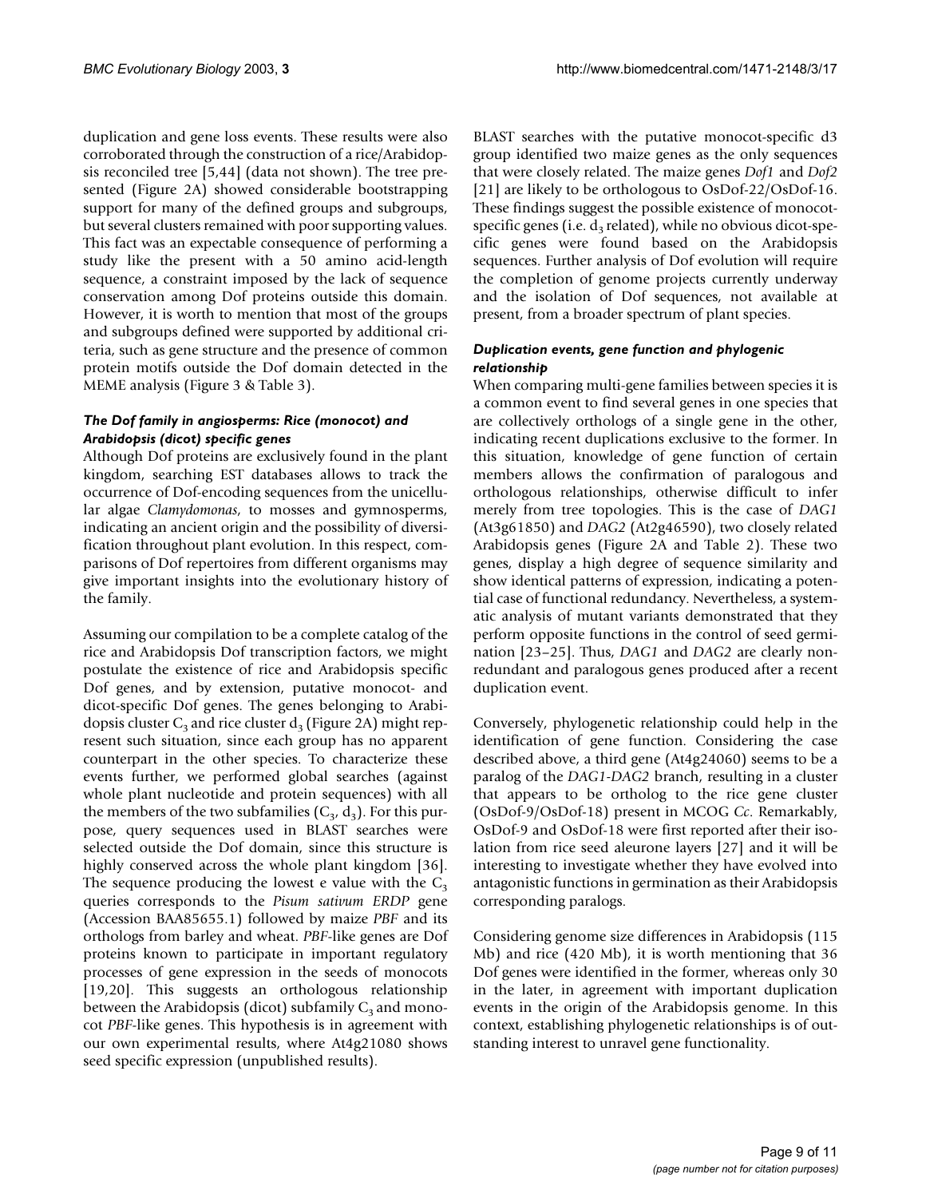duplication and gene loss events. These results were also corroborated through the construction of a rice/Arabidopsis reconciled tree [5,44] (data not shown). The tree presented (Figure 2A) showed considerable bootstrapping support for many of the defined groups and subgroups, but several clusters remained with poor supporting values. This fact was an expectable consequence of performing a study like the present with a 50 amino acid-length sequence, a constraint imposed by the lack of sequence conservation among Dof proteins outside this domain. However, it is worth to mention that most of the groups and subgroups defined were supported by additional criteria, such as gene structure and the presence of common protein motifs outside the Dof domain detected in the MEME analysis (Figure 3 & Table 3).

### *The Dof family in angiosperms: Rice (monocot) and Arabidopsis (dicot) specific genes*

Although Dof proteins are exclusively found in the plant kingdom, searching EST databases allows to track the occurrence of Dof-encoding sequences from the unicellular algae *Clamydomonas*, to mosses and gymnosperms, indicating an ancient origin and the possibility of diversification throughout plant evolution. In this respect, comparisons of Dof repertoires from different organisms may give important insights into the evolutionary history of the family.

Assuming our compilation to be a complete catalog of the rice and Arabidopsis Dof transcription factors, we might postulate the existence of rice and Arabidopsis specific Dof genes, and by extension, putative monocot- and dicot-specific Dof genes. The genes belonging to Arabidopsis cluster $C_3$ and rice cluster $d_3$ (Figure 2A) might represent such situation, since each group has no apparent counterpart in the other species. To characterize these events further, we performed global searches (against whole plant nucleotide and protein sequences) with all the members of the two subfamilies ($C_3$, $d_3$). For this purpose, query sequences used in BLAST searches were selected outside the Dof domain, since this structure is highly conserved across the whole plant kingdom [36]. The sequence producing the lowest e value with the $C_3$ queries corresponds to the *Pisum sativum ERDP* gene (Accession BAA85655.1) followed by maize *PBF* and its orthologs from barley and wheat. *PBF*-like genes are Dof proteins known to participate in important regulatory processes of gene expression in the seeds of monocots [19,20]. This suggests an orthologous relationship between the Arabidopsis (dicot) subfamily $C_3$ and monocot *PBF*-like genes. This hypothesis is in agreement with our own experimental results, where At4g21080 shows seed specific expression (unpublished results).

BLAST searches with the putative monocot-specific d3 group identified two maize genes as the only sequences that were closely related. The maize genes *Dof1* and *Dof2* [21] are likely to be orthologous to OsDof-22/OsDof-16. These findings suggest the possible existence of monocot-specific genes (i.e. $d_3$ related), while no obvious dicot-specific genes were found based on the Arabidopsis sequences. Further analysis of Dof evolution will require the completion of genome projects currently underway and the isolation of Dof sequences, not available at present, from a broader spectrum of plant species.

### *Duplication events, gene function and phylogenic relationship*

When comparing multi-gene families between species it is a common event to find several genes in one species that are collectively orthologs of a single gene in the other, indicating recent duplications exclusive to the former. In this situation, knowledge of gene function of certain members allows the confirmation of paralogous and orthologous relationships, otherwise difficult to infer merely from tree topologies. This is the case of *DAG1* (At3g61850) and *DAG2* (At2g46590), two closely related Arabidopsis genes (Figure 2A and Table 2). These two genes, display a high degree of sequence similarity and show identical patterns of expression, indicating a potential case of functional redundancy. Nevertheless, a systematic analysis of mutant variants demonstrated that they perform opposite functions in the control of seed germination [23–25]. Thus, *DAG1* and *DAG2* are clearly non-redundant and paralogous genes produced after a recent duplication event.

Conversely, phylogenetic relationship could help in the identification of gene function. Considering the case described above, a third gene (At4g24060) seems to be a paralog of the *DAG1-DAG2* branch, resulting in a cluster that appears to be ortholog to the rice gene cluster (OsDof-9/OsDof-18) present in MCOG *Cc*. Remarkably, OsDof-9 and OsDof-18 were first reported after their isolation from rice seed aleurone layers [27] and it will be interesting to investigate whether they have evolved into antagonistic functions in germination as their Arabidopsis corresponding paralogs.

Considering genome size differences in Arabidopsis (115 Mb) and rice (420 Mb), it is worth mentioning that 36 Dof genes were identified in the former, whereas only 30 in the later, in agreement with important duplication events in the origin of the Arabidopsis genome. In this context, establishing phylogenetic relationships is of outstanding interest to unravel gene functionality.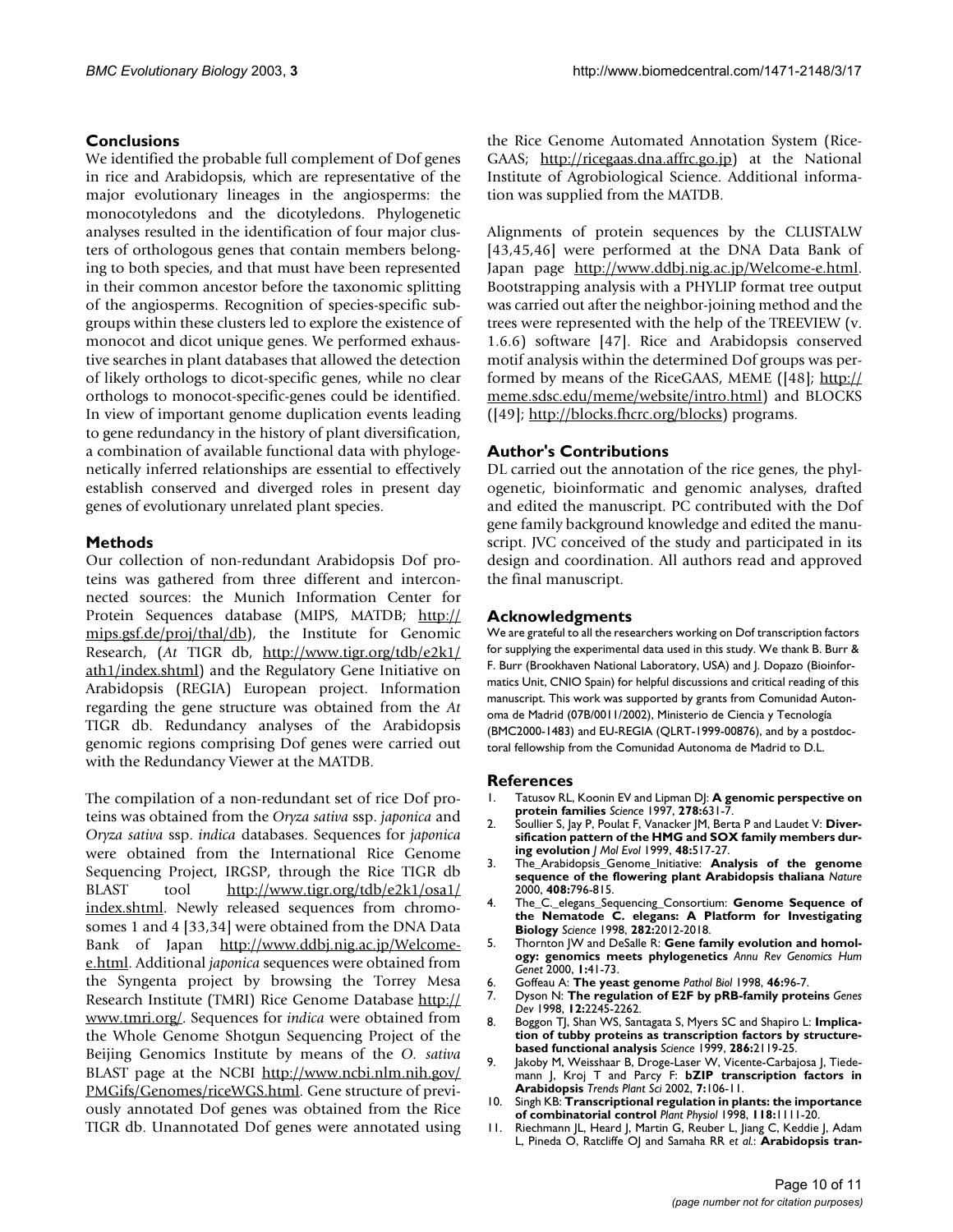## Conclusions

We identified the probable full complement of Dof genes in rice and Arabidopsis, which are representative of the major evolutionary lineages in the angiosperms: the monocotyledons and the dicotyledons. Phylogenetic analyses resulted in the identification of four major clusters of orthologous genes that contain members belonging to both species, and that must have been represented in their common ancestor before the taxonomic splitting of the angiosperms. Recognition of species-specific subgroups within these clusters led to explore the existence of monocot and dicot unique genes. We performed exhaustive searches in plant databases that allowed the detection of likely orthologs to dicot-specific genes, while no clear orthologs to monocot-specific-genes could be identified. In view of important genome duplication events leading to gene redundancy in the history of plant diversification, a combination of available functional data with phylogenetically inferred relationships are essential to effectively establish conserved and diverged roles in present day genes of evolutionary unrelated plant species.

## Methods

Our collection of non-redundant Arabidopsis Dof proteins was gathered from three different and interconnected sources: the Munich Information Center for Protein Sequences database (MIPS, MATDB; http://mips.gsf.de/proj/thal/db), the Institute for Genomic Research, (*At* TIGR db, http://www.tigr.org/tdb/e2k1/ath1/index.shtml) and the Regulatory Gene Initiative on Arabidopsis (REGIA) European project. Information regarding the gene structure was obtained from the *At* TIGR db. Redundancy analyses of the Arabidopsis genomic regions comprising Dof genes were carried out with the Redundancy Viewer at the MATDB.

The compilation of a non-redundant set of rice Dof proteins was obtained from the *Oryza sativa* ssp. *japonica* and *Oryza sativa* ssp. *indica* databases. Sequences for *japonica* were obtained from the International Rice Genome Sequencing Project, IRGSP, through the Rice TIGR db BLAST tool http://www.tigr.org/tdb/e2k1/osa1/index.shtml. Newly released sequences from chromosomes 1 and 4 [33,34] were obtained from the DNA Data Bank of Japan http://www.ddbj.nig.ac.jp/Welcome-e.html. Additional *japonica* sequences were obtained from the Syngenta project by browsing the Torrey Mesa Research Institute (TMRI) Rice Genome Database http://www.tmri.org/. Sequences for *indica* were obtained from the Whole Genome Shotgun Sequencing Project of the Beijing Genomics Institute by means of the *O. sativa* BLAST page at the NCBI http://www.ncbi.nlm.nih.gov/PMGifs/Genomes/riceWGS.html. Gene structure of previously annotated Dof genes was obtained from the Rice TIGR db. Unannotated Dof genes were annotated using the Rice Genome Automated Annotation System (RiceGAAS; http://ricegaas.dna.affrc.go.jp) at the National Institute of Agrobiological Science. Additional information was supplied from the MATDB.

Alignments of protein sequences by the CLUSTALW [43,45,46] were performed at the DNA Data Bank of Japan page http://www.ddbj.nig.ac.jp/Welcome-e.html. Bootstrapping analysis with a PHYLIP format tree output was carried out after the neighbor-joining method and the trees were represented with the help of the TREEVIEW (v. 1.6.6) software [47]. Rice and Arabidopsis conserved motif analysis within the determined Dof groups was performed by means of the RiceGAAS, MEME ([48]; http://meme.sdsc.edu/meme/website/intro.html) and BLOCKS ([49]; http://blocks.fhcrc.org/blocks) programs.

## Author's Contributions

DL carried out the annotation of the rice genes, the phylogenetic, bioinformatic and genomic analyses, drafted and edited the manuscript. PC contributed with the Dof gene family background knowledge and edited the manuscript. JVC conceived of the study and participated in its design and coordination. All authors read and approved the final manuscript.

## Acknowledgments

We are grateful to all the researchers working on Dof transcription factors for supplying the experimental data used in this study. We thank B. Burr & F. Burr (Brookhaven National Laboratory, USA) and J. Dopazo (Bioinformatics Unit, CNIO Spain) for helpful discussions and critical reading of this manuscript. This work was supported by grants from Comunidad Autonoma de Madrid (07B/0011/2002), Ministerio de Ciencia y Tecnología (BMC2000-1483) and EU-REGIA (QLRT-1999-00876), and by a postdoctoral fellowship from the Comunidad Autonoma de Madrid to D.L.

## References

1. Tatusov RL, Koonin EV and Lipman DJ: **A genomic perspective on protein families** *Science* 1997, **278:**631-7.
2. Soullier S, Jay P, Poulat F, Vanacker JM, Berta P and Laudet V: **Diversification pattern of the HMG and SOX family members during evolution** *J Mol Evol* 1999, **48:**517-27.
3. The_Arabidopsis_Genome_Initiative: **Analysis of the genome sequence of the flowering plant Arabidopsis thaliana** *Nature* 2000, **408:**796-815.
4. The_C._elegans_Sequencing_Consortium: **Genome Sequence of the Nematode C. elegans: A Platform for Investigating Biology** *Science* 1998, **282:**2012-2018.
5. Thornton JW and DeSalle R: **Gene family evolution and homology: genomics meets phylogenetics** *Annu Rev Genomics Hum Genet* 2000, **1:**41-73.
6. Goffeau A: **The yeast genome** *Pathol Biol* 1998, **46:**96-7.
7. Dyson N: **The regulation of E2F by pRB-family proteins** *Genes Dev* 1998, **12:**2245-2262.
8. Boggon TJ, Shan WS, Santagata S, Myers SC and Shapiro L: **Implication of tubby proteins as transcription factors by structure-based functional analysis** *Science* 1999, **286:**2119-25.
9. Jakoby M, Weisshaar B, Droge-Laser W, Vicente-Carbajosa J, Tiedemann J, Kroj T and Parcy F: **bZIP transcription factors in Arabidopsis** *Trends Plant Sci* 2002, **7:**106-11.
10. Singh KB: **Transcriptional regulation in plants: the importance of combinatorial control** *Plant Physiol* 1998, **118:**1111-20.
11. Riechmann JL, Heard J, Martin G, Reuber L, Jiang C, Keddie J, Adam L, Pineda O, Ratcliffe OJ and Samaha RR *et al.*: **Arabidopsis tran-**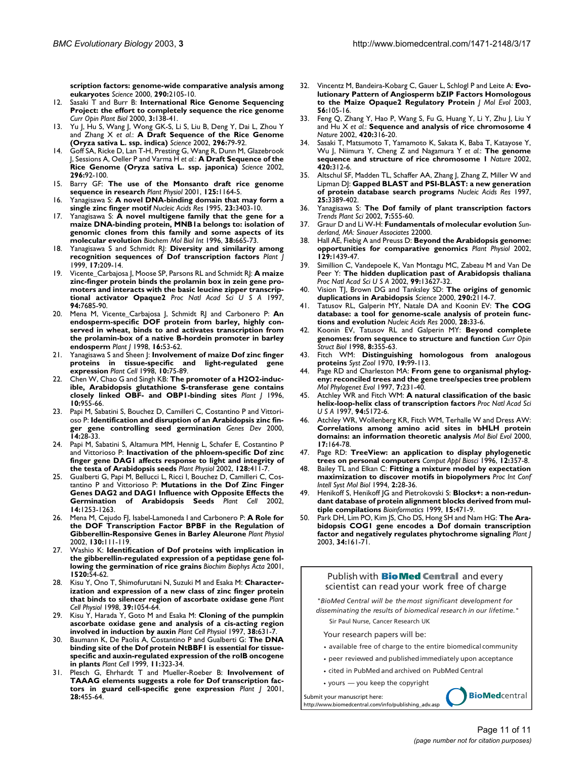scription factors: genome-wide comparative analysis among eukaryotes** *Science* 2000, **290:**2105-10.

12. Sasaki T and Burr B: **International Rice Genome Sequencing Project: the effort to completely sequence the rice genome** *Curr Opin Plant Biol* 2000, **3:**138-41.
13. Yu J, Hu S, Wang J, Wong GK-S, Li S, Liu B, Deng Y, Dai L, Zhou Y and Zhang X *et al.*: **A Draft Sequence of the Rice Genome (Oryza sativa L. ssp. indica)** *Science* 2002, **296:**79-92.
14. Goff SA, Ricke D, Lan T-H, Presting G, Wang R, Dunn M, Glazebrook J, Sessions A, Oeller P and Varma H *et al.*: **A Draft Sequence of the Rice Genome (Oryza sativa L. ssp. japonica)** *Science* 2002, **296:**92-100.
15. Barry GF: **The use of the Monsanto draft rice genome sequence in research** *Plant Physiol* 2001, **125:**1164-5.
16. Yanagisawa S: **A novel DNA-binding domain that may form a single zinc finger motif** *Nucleic Acids Res* 1995, **23:**3403-10.
17. Yanagisawa S: **A novel multigene family that the gene for a maize DNA-binding protein, MNB1a belongs to: isolation of genomic clones from this family and some aspects of its molecular evolution** *Biochem Mol Biol Int* 1996, **38:**665-73.
18. Yanagisawa S and Schmidt RJ: **Diversity and similarity among recognition sequences of Dof transcription factors** *Plant J* 1999, **17:**209-14.
19. Vicente_Carbajosa J, Moose SP, Parsons RL and Schmidt RJ: **A maize zinc-finger protein binds the prolamin box in zein gene promoters and interacts with the basic leucine zipper transcriptional activator Opaque2** *Proc Natl Acad Sci U S A* 1997, **94:**7685-90.
20. Mena M, Vicente_Carbajosa J, Schmidt RJ and Carbonero P: **An endosperm-specific DOF protein from barley, highly conserved in wheat, binds to and activates transcription from the prolamin-box of a native B-hordein promoter in barley endosperm** *Plant J* 1998, **16:**53-62.
21. Yanagisawa S and Sheen J: **Involvement of maize Dof zinc finger proteins in tissue-specific and light-regulated gene expression** *Plant Cell* 1998, **10:**75-89.
22. Chen W, Chao G and Singh KB: **The promoter of a H2O2-inducible, Arabidopsis glutathione S-transferase gene contains closely linked OBF- and OBP1-binding sites** *Plant J* 1996, **10:**955-66.
23. Papi M, Sabatini S, Bouchez D, Camilleri C, Costantino P and Vittorioso P: **Identification and disruption of an Arabidopsis zinc finger gene controlling seed germination** *Genes Dev* 2000, **14:**28-33.
24. Papi M, Sabatini S, Altamura MM, Hennig L, Schafer E, Costantino P and Vittorioso P: **Inactivation of the phloem-specific Dof zinc finger gene DAG1 affects response to light and integrity of the testa of Arabidopsis seeds** *Plant Physiol* 2002, **128:**411-7.
25. Gualberti G, Papi M, Bellucci L, Ricci I, Bouchez D, Camilleri C, Costantino P and Vittorioso P: **Mutations in the Dof Zinc Finger Genes DAG2 and DAG1 Influence with Opposite Effects the Germination of Arabidopsis Seeds** *Plant Cell* 2002, **14:**1253-1263.
26. Mena M, Cejudo FJ, Isabel-Lamoneda I and Carbonero P: **A Role for the DOF Transcription Factor BPBF in the Regulation of Gibberellin-Responsive Genes in Barley Aleurone** *Plant Physiol* 2002, **130:**111-119.
27. Washio K: **Identification of Dof proteins with implication in the gibberellin-regulated expression of a peptidase gene following the germination of rice grains** *Biochim Biophys Acta* 2001, **1520:**54-62.
28. Kisu Y, Ono T, Shimofurutani N, Suzuki M and Esaka M: **Characterization and expression of a new class of zinc finger protein that binds to silencer region of ascorbate oxidase gene** *Plant Cell Physiol* 1998, **39:**1054-64.
29. Kisu Y, Harada Y, Goto M and Esaka M: **Cloning of the pumpkin ascorbate oxidase gene and analysis of a cis-acting region involved in induction by auxin** *Plant Cell Physiol* 1997, **38:**631-7.
30. Baumann K, De Paolis A, Costantino P and Gualberti G: **The DNA binding site of the Dof protein NtBBF1 is essential for tissue-specific and auxin-regulated expression of the rolB oncogene in plants** *Plant Cell* 1999, **11:**323-34.
31. Plesch G, Ehrhardt T and Mueller-Roeber B: **Involvement of TAAAG elements suggests a role for Dof transcription factors in guard cell-specific gene expression** *Plant J* 2001, **28:**455-64.
32. Vincentz M, Bandeira-Kobarg C, Gauer L, Schlogl P and Leite A: **Evolutionary Pattern of Angiosperm bZIP Factors Homologous to the Maize Opaque2 Regulatory Protein** *J Mol Evol* 2003, **56:**105-16.
33. Feng Q, Zhang Y, Hao P, Wang S, Fu G, Huang Y, Li Y, Zhu J, Liu Y and Hu X *et al.*: **Sequence and analysis of rice chromosome 4** *Nature* 2002, **420:**316-20.
34. Sasaki T, Matsumoto T, Yamamoto K, Sakata K, Baba T, Katayose Y, Wu J, Niimura Y, Cheng Z and Nagamura Y *et al.*: **The genome sequence and structure of rice chromosome 1** *Nature* 2002, **420:**312-6.
35. Altschul SF, Madden TL, Schaffer AA, Zhang J, Zhang Z, Miller W and Lipman DJ: **Gapped BLAST and PSI-BLAST: a new generation of protein database search programs** *Nucleic Acids Res* 1997, **25:**3389-402.
36. Yanagisawa S: **The Dof family of plant transcription factors** *Trends Plant Sci* 2002, **7:**555-60.
37. Graur D and Li W-H: **Fundamentals of molecular evolution** *Sunderland, MA: Sinauer Associates* 22000.
38. Hall AE, Fiebig A and Preuss D: **Beyond the Arabidopsis genome: opportunities for comparative genomics** *Plant Physiol* 2002, **129:**1439-47.
39. Simillion C, Vandepoele K, Van Montagu MC, Zabeau M and Van De Peer Y: **The hidden duplication past of Arabidopsis thaliana** *Proc Natl Acad Sci U S A* 2002, **99:**13627-32.
40. Vision TJ, Brown DG and Tanksley SD: **The origins of genomic duplications in Arabidopsis** *Science* 2000, **290:**2114-7.
41. Tatusov RL, Galperin MY, Natale DA and Koonin EV: **The COG database: a tool for genome-scale analysis of protein functions and evolution** *Nucleic Acids Res* 2000, **28:**33-6.
42. Koonin EV, Tatusov RL and Galperin MY: **Beyond complete genomes: from sequence to structure and function** *Curr Opin Struct Biol* 1998, **8:**355-63.
43. Fitch WM: **Distinguishing homologous from analogous proteins** *Syst Zool* 1970, **19:**99-113.
44. Page RD and Charleston MA: **From gene to organismal phylogeny: reconciled trees and the gene tree/species tree problem** *Mol Phylogenet Evol* 1997, **7:**231-40.
45. Atchley WR and Fitch WM: **A natural classification of the basic helix-loop-helix class of transcription factors** *Proc Natl Acad Sci U S A* 1997, **94:**5172-6.
46. Atchley WR, Wollenberg KR, Fitch WM, Terhalle W and Dress AW: **Correlations among amino acid sites in bHLH protein domains: an information theoretic analysis** *Mol Biol Evol* 2000, **17:**164-78.
47. Page RD: **TreeView: an application to display phylogenetic trees on personal computers** *Comput Appl Biosci* 1996, **12:**357-8.
48. Bailey TL and Elkan C: **Fitting a mixture model by expectation maximization to discover motifs in biopolymers** *Proc Int Conf Intell Syst Mol Biol* 1994, **2:**28-36.
49. Henikoff S, Henikoff JG and Pietrokovski S: **Blocks+: a non-redundant database of protein alignment blocks derived from multiple compilations** *Bioinformatics* 1999, **15:**471-9.
50. Park DH, Lim PO, Kim JS, Cho DS, Hong SH and Nam HG: **The Arabidopsis COG1 gene encodes a Dof domain transcription factor and negatively regulates phytochrome signaling** *Plant J* 2003, **34:**161-71.

Publish with **BioMed Central** and every scientist can read your work free of charge

*"BioMed Central will be the most significant development for disseminating the results of biomedical research in our lifetime."*
Sir Paul Nurse, Cancer Research UK

Your research papers will be:

- available free of charge to the entire biomedical community
- peer reviewed and published immediately upon acceptance
- cited in PubMed and archived on PubMed Central
- yours — you keep the copyright

Submit your manuscript here:
http://www.biomedcentral.com/info/publishing_adv.asp

**BioMed**central